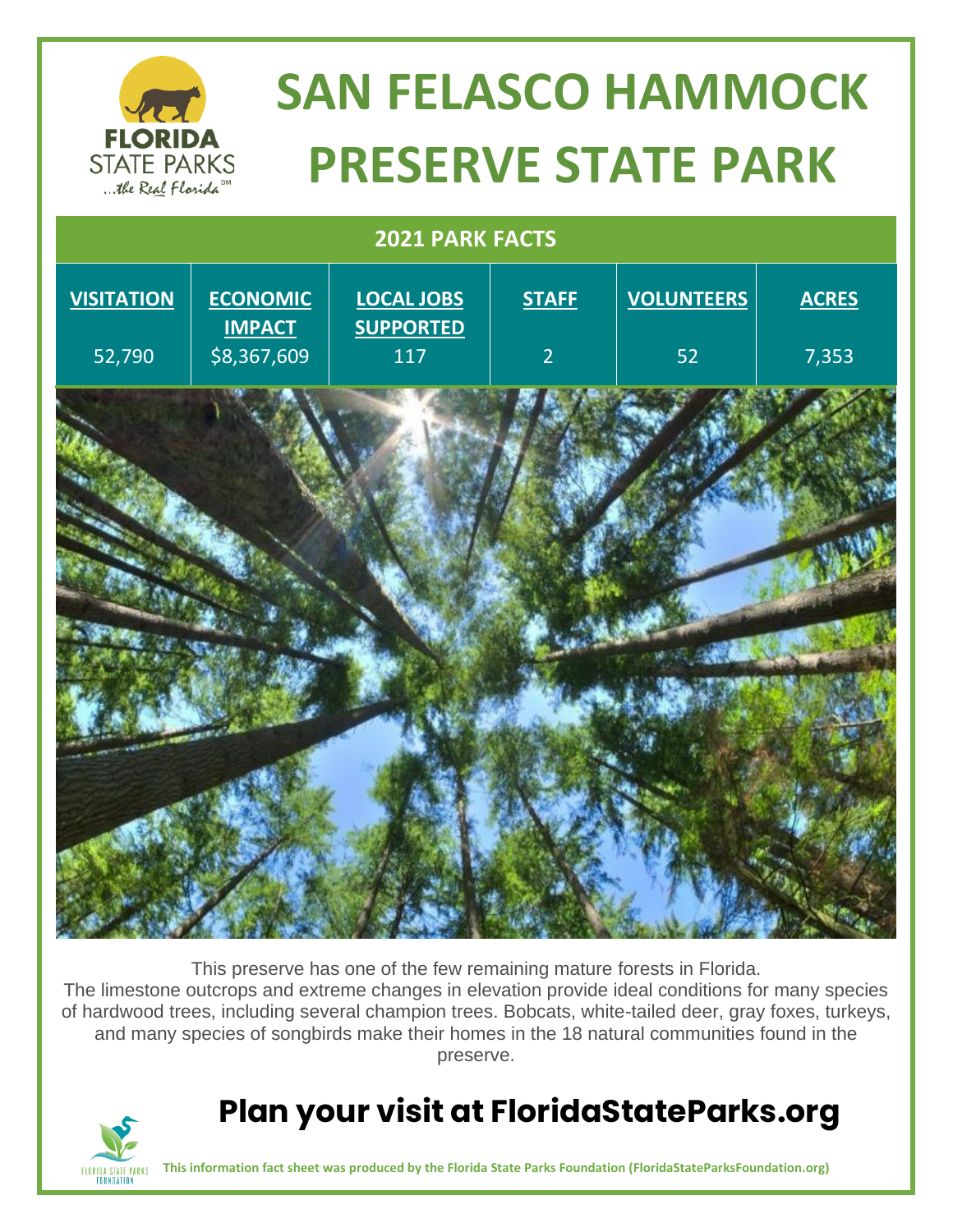# SAN FELASCO HAMMOCK PRESERVE STATE PARK

| 2021 PARK FACTS | | | | | |
|---|---|---|---|---|---|
| **VISITATION** | **ECONOMIC IMPACT** | **LOCAL JOBS SUPPORTED** | **STAFF** | **VOLUNTEERS** | **ACRES** |
| 52,790 | $8,367,609 | 117 | 2 | 52 | 7,353 |

This preserve has one of the few remaining mature forests in Florida. The limestone outcrops and extreme changes in elevation provide ideal conditions for many species of hardwood trees, including several champion trees. Bobcats, white-tailed deer, gray foxes, turkeys, and many species of songbirds make their homes in the 18 natural communities found in the preserve.

## Plan your visit at FloridaStateParks.org

**This information fact sheet was produced by the Florida State Parks Foundation (FloridaStateParksFoundation.org)**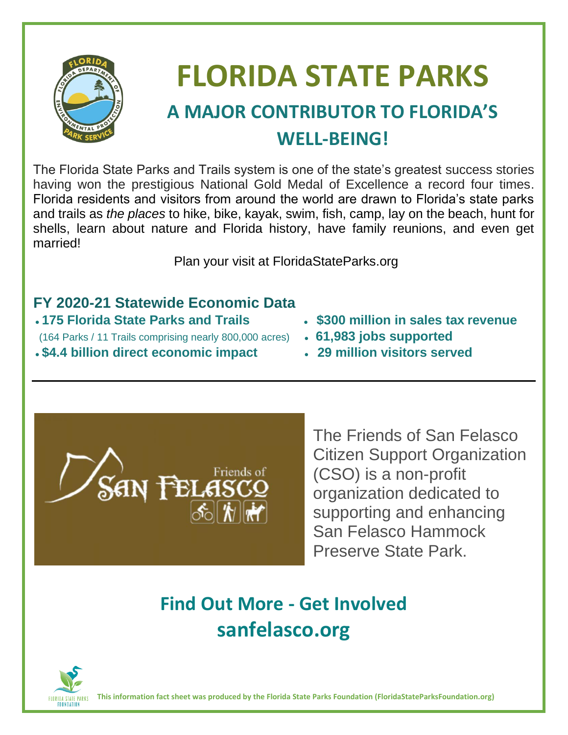# FLORIDA STATE PARKS

## A MAJOR CONTRIBUTOR TO FLORIDA'S WELL-BEING!

The Florida State Parks and Trails system is one of the state's greatest success stories having won the prestigious National Gold Medal of Excellence a record four times. Florida residents and visitors from around the world are drawn to Florida's state parks and trails as *the places* to hike, bike, kayak, swim, fish, camp, lay on the beach, hunt for shells, learn about nature and Florida history, have family reunions, and even get married!

Plan your visit at FloridaStateParks.org

### FY 2020-21 Statewide Economic Data

- **175 Florida State Parks and Trails**
  (164 Parks / 11 Trails comprising nearly 800,000 acres)
- **$4.4 billion direct economic impact**
- **$300 million in sales tax revenue**
- **61,983 jobs supported**
- **29 million visitors served**

---

Friends of San Felasco

The Friends of San Felasco Citizen Support Organization (CSO) is a non-profit organization dedicated to supporting and enhancing San Felasco Hammock Preserve State Park.

## Find Out More - Get Involved
## sanfelasco.org

**This information fact sheet was produced by the Florida State Parks Foundation (FloridaStateParksFoundation.org)**